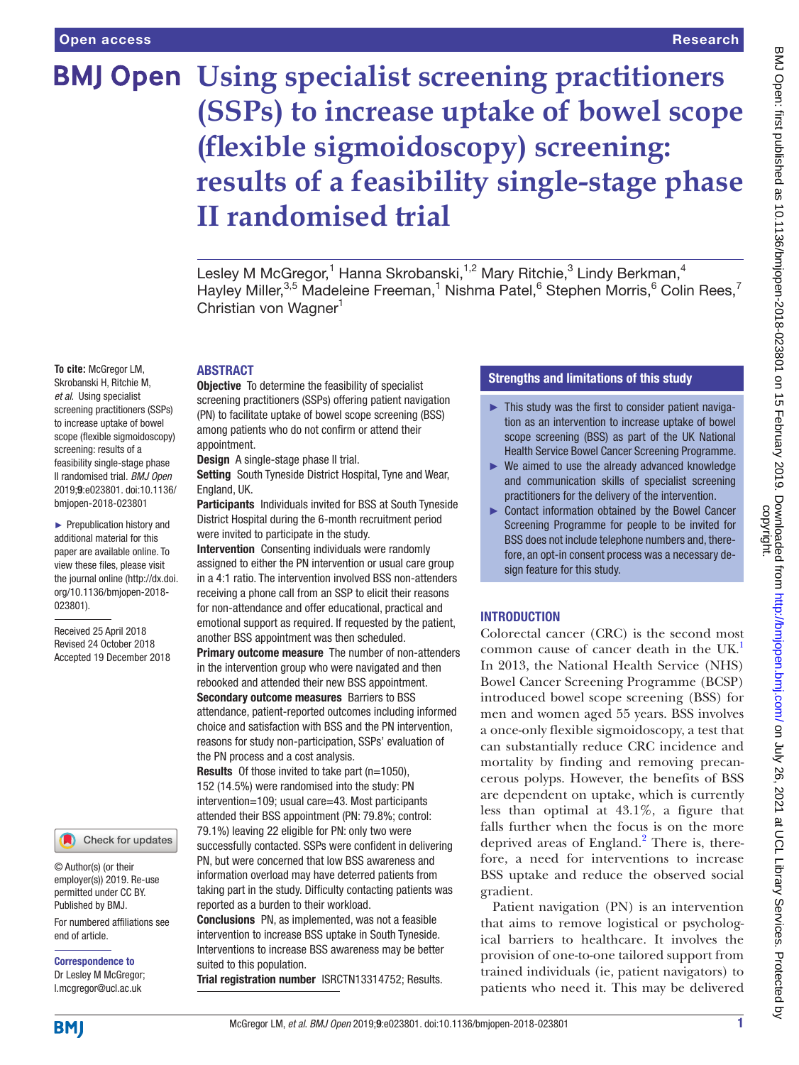# Using specialist screening practitioners (SSPs) to increase uptake of bowel scope (flexible sigmoidoscopy) screening: results of a feasibility single-stage phase II randomised trial

Lesley M McGregor,[1] Hanna Skrobanski,[1,2] Mary Ritchie,[3] Lindy Berkman,[4] Hayley Miller,[3,5] Madeleine Freeman,[1] Nishma Patel,[6] Stephen Morris,[6] Colin Rees,[7] Christian von Wagner[1]

**To cite:** McGregor LM, Skrobanski H, Ritchie M, *et al*. Using specialist screening practitioners (SSPs) to increase uptake of bowel scope (flexible sigmoidoscopy) screening: results of a feasibility single-stage phase II randomised trial. *BMJ Open* 2019;**9**:e023801. doi:10.1136/bmjopen-2018-023801

► Prepublication history and additional material for this paper are available online. To view these files, please visit the journal online (http://dx.doi.org/10.1136/bmjopen-2018-023801).

Received 25 April 2018
Revised 24 October 2018
Accepted 19 December 2018

© Author(s) (or their employer(s)) 2019. Re-use permitted under CC BY. Published by BMJ.

For numbered affiliations see end of article.

**Correspondence to**
Dr Lesley M McGregor; l.mcgregor@ucl.ac.uk

## ABSTRACT

**Objective** To determine the feasibility of specialist screening practitioners (SSPs) offering patient navigation (PN) to facilitate uptake of bowel scope screening (BSS) among patients who do not confirm or attend their appointment.

**Design** A single-stage phase II trial.

**Setting** South Tyneside District Hospital, Tyne and Wear, England, UK.

**Participants** Individuals invited for BSS at South Tyneside District Hospital during the 6-month recruitment period were invited to participate in the study.

**Intervention** Consenting individuals were randomly assigned to either the PN intervention or usual care group in a 4:1 ratio. The intervention involved BSS non-attenders receiving a phone call from an SSP to elicit their reasons for non-attendance and offer educational, practical and emotional support as required. If requested by the patient, another BSS appointment was then scheduled.

**Primary outcome measure** The number of non-attenders in the intervention group who were navigated and then rebooked and attended their new BSS appointment.

**Secondary outcome measures** Barriers to BSS attendance, patient-reported outcomes including informed choice and satisfaction with BSS and the PN intervention, reasons for study non-participation, SSPs' evaluation of the PN process and a cost analysis.

**Results** Of those invited to take part (n=1050), 152 (14.5%) were randomised into the study: PN intervention=109; usual care=43. Most participants attended their BSS appointment (PN: 79.8%; control: 79.1%) leaving 22 eligible for PN: only two were successfully contacted. SSPs were confident in delivering PN, but were concerned that low BSS awareness and information overload may have deterred patients from taking part in the study. Difficulty contacting patients was reported as a burden to their workload.

**Conclusions** PN, as implemented, was not a feasible intervention to increase BSS uptake in South Tyneside. Interventions to increase BSS awareness may be better suited to this population.

**Trial registration number** ISRCTN13314752; Results.

## Strengths and limitations of this study

- ► This study was the first to consider patient navigation as an intervention to increase uptake of bowel scope screening (BSS) as part of the UK National Health Service Bowel Cancer Screening Programme.
- ► We aimed to use the already advanced knowledge and communication skills of specialist screening practitioners for the delivery of the intervention.
- ► Contact information obtained by the Bowel Cancer Screening Programme for people to be invited for BSS does not include telephone numbers and, therefore, an opt-in consent process was a necessary design feature for this study.

## INTRODUCTION

Colorectal cancer (CRC) is the second most common cause of cancer death in the UK.[1] In 2013, the National Health Service (NHS) Bowel Cancer Screening Programme (BCSP) introduced bowel scope screening (BSS) for men and women aged 55 years. BSS involves a once-only flexible sigmoidoscopy, a test that can substantially reduce CRC incidence and mortality by finding and removing precancerous polyps. However, the benefits of BSS are dependent on uptake, which is currently less than optimal at 43.1%, a figure that falls further when the focus is on the more deprived areas of England.[2] There is, therefore, a need for interventions to increase BSS uptake and reduce the observed social gradient.

Patient navigation (PN) is an intervention that aims to remove logistical or psychological barriers to healthcare. It involves the provision of one-to-one tailored support from trained individuals (ie, patient navigators) to patients who need it. This may be delivered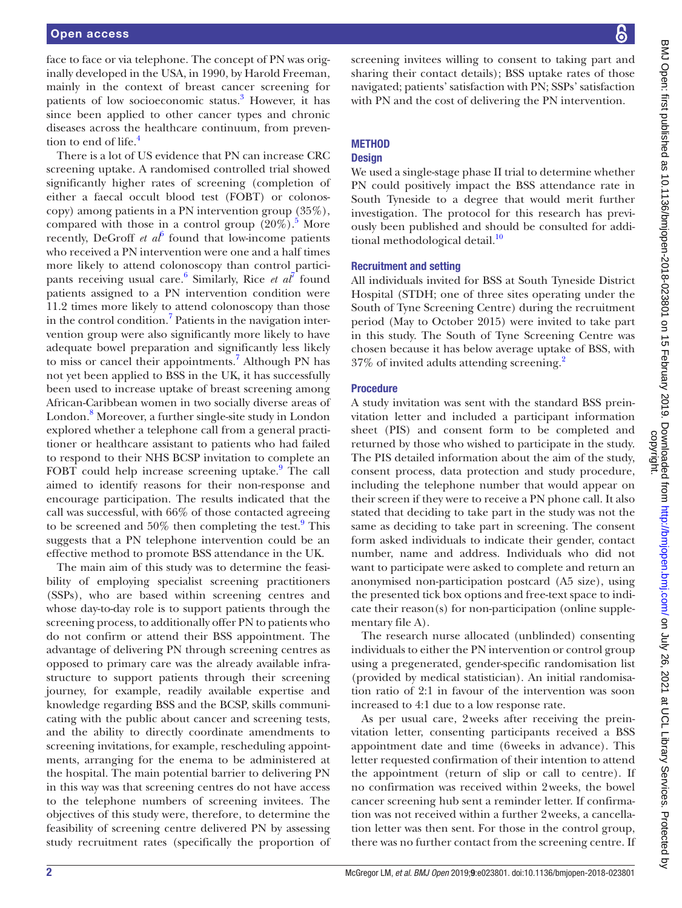face to face or via telephone. The concept of PN was originally developed in the USA, in 1990, by Harold Freeman, mainly in the context of breast cancer screening for patients of low socioeconomic status.[3] However, it has since been applied to other cancer types and chronic diseases across the healthcare continuum, from prevention to end of life.[4]

There is a lot of US evidence that PN can increase CRC screening uptake. A randomised controlled trial showed significantly higher rates of screening (completion of either a faecal occult blood test (FOBT) or colonoscopy) among patients in a PN intervention group (35%), compared with those in a control group (20%).[5] More recently, DeGroff *et al*[6] found that low-income patients who received a PN intervention were one and a half times more likely to attend colonoscopy than control participants receiving usual care.[6] Similarly, Rice *et al*[7] found patients assigned to a PN intervention condition were 11.2 times more likely to attend colonoscopy than those in the control condition.[7] Patients in the navigation intervention group were also significantly more likely to have adequate bowel preparation and significantly less likely to miss or cancel their appointments.[7] Although PN has not yet been applied to BSS in the UK, it has successfully been used to increase uptake of breast screening among African-Caribbean women in two socially diverse areas of London.[8] Moreover, a further single-site study in London explored whether a telephone call from a general practitioner or healthcare assistant to patients who had failed to respond to their NHS BCSP invitation to complete an FOBT could help increase screening uptake.[9] The call aimed to identify reasons for their non-response and encourage participation. The results indicated that the call was successful, with 66% of those contacted agreeing to be screened and 50% then completing the test.[9] This suggests that a PN telephone intervention could be an effective method to promote BSS attendance in the UK.

The main aim of this study was to determine the feasibility of employing specialist screening practitioners (SSPs), who are based within screening centres and whose day-to-day role is to support patients through the screening process, to additionally offer PN to patients who do not confirm or attend their BSS appointment. The advantage of delivering PN through screening centres as opposed to primary care was the already available infrastructure to support patients through their screening journey, for example, readily available expertise and knowledge regarding BSS and the BCSP, skills communicating with the public about cancer and screening tests, and the ability to directly coordinate amendments to screening invitations, for example, rescheduling appointments, arranging for the enema to be administered at the hospital. The main potential barrier to delivering PN in this way was that screening centres do not have access to the telephone numbers of screening invitees. The objectives of this study were, therefore, to determine the feasibility of screening centre delivered PN by assessing study recruitment rates (specifically the proportion of screening invitees willing to consent to taking part and sharing their contact details); BSS uptake rates of those navigated; patients' satisfaction with PN; SSPs' satisfaction with PN and the cost of delivering the PN intervention.

## METHOD

### Design

We used a single-stage phase II trial to determine whether PN could positively impact the BSS attendance rate in South Tyneside to a degree that would merit further investigation. The protocol for this research has previously been published and should be consulted for additional methodological detail.[10]

### Recruitment and setting

All individuals invited for BSS at South Tyneside District Hospital (STDH; one of three sites operating under the South of Tyne Screening Centre) during the recruitment period (May to October 2015) were invited to take part in this study. The South of Tyne Screening Centre was chosen because it has below average uptake of BSS, with 37% of invited adults attending screening.[2]

### Procedure

A study invitation was sent with the standard BSS preinvitation letter and included a participant information sheet (PIS) and consent form to be completed and returned by those who wished to participate in the study. The PIS detailed information about the aim of the study, consent process, data protection and study procedure, including the telephone number that would appear on their screen if they were to receive a PN phone call. It also stated that deciding to take part in the study was not the same as deciding to take part in screening. The consent form asked individuals to indicate their gender, contact number, name and address. Individuals who did not want to participate were asked to complete and return an anonymised non-participation postcard (A5 size), using the presented tick box options and free-text space to indicate their reason(s) for non-participation (online supplementary file A).

The research nurse allocated (unblinded) consenting individuals to either the PN intervention or control group using a pregenerated, gender-specific randomisation list (provided by medical statistician). An initial randomisation ratio of 2:1 in favour of the intervention was soon increased to 4:1 due to a low response rate.

As per usual care, 2 weeks after receiving the preinvitation letter, consenting participants received a BSS appointment date and time (6 weeks in advance). This letter requested confirmation of their intention to attend the appointment (return of slip or call to centre). If no confirmation was received within 2 weeks, the bowel cancer screening hub sent a reminder letter. If confirmation was not received within a further 2 weeks, a cancellation letter was then sent. For those in the control group, there was no further contact from the screening centre. If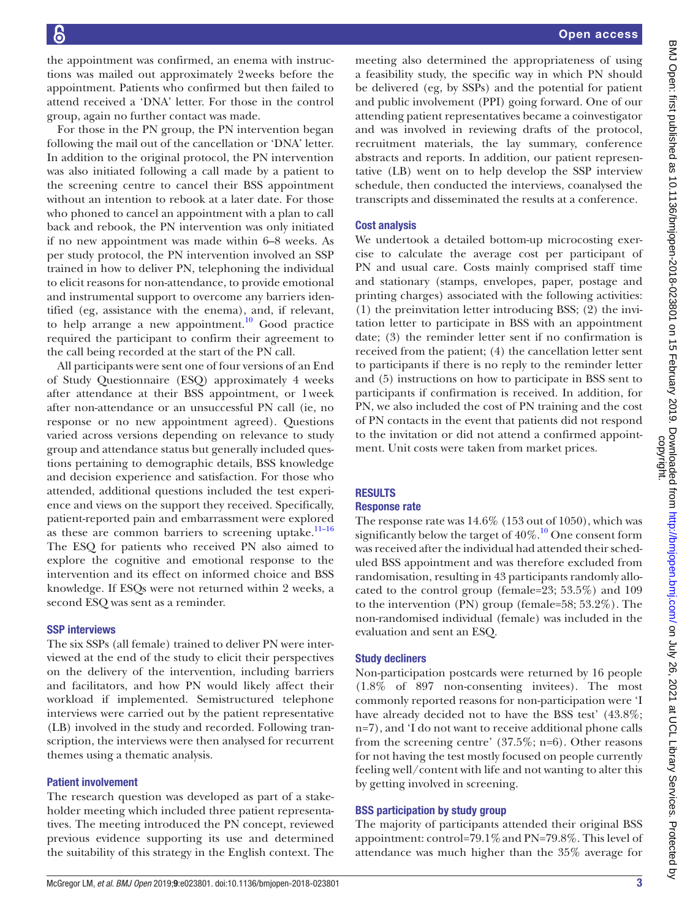the appointment was confirmed, an enema with instructions was mailed out approximately 2 weeks before the appointment. Patients who confirmed but then failed to attend received a 'DNA' letter. For those in the control group, again no further contact was made.

For those in the PN group, the PN intervention began following the mail out of the cancellation or 'DNA' letter. In addition to the original protocol, the PN intervention was also initiated following a call made by a patient to the screening centre to cancel their BSS appointment without an intention to rebook at a later date. For those who phoned to cancel an appointment with a plan to call back and rebook, the PN intervention was only initiated if no new appointment was made within 6–8 weeks. As per study protocol, the PN intervention involved an SSP trained in how to deliver PN, telephoning the individual to elicit reasons for non-attendance, to provide emotional and instrumental support to overcome any barriers identified (eg, assistance with the enema), and, if relevant, to help arrange a new appointment.[10] Good practice required the participant to confirm their agreement to the call being recorded at the start of the PN call.

All participants were sent one of four versions of an End of Study Questionnaire (ESQ) approximately 4 weeks after attendance at their BSS appointment, or 1 week after non-attendance or an unsuccessful PN call (ie, no response or no new appointment agreed). Questions varied across versions depending on relevance to study group and attendance status but generally included questions pertaining to demographic details, BSS knowledge and decision experience and satisfaction. For those who attended, additional questions included the test experience and views on the support they received. Specifically, patient-reported pain and embarrassment were explored as these are common barriers to screening uptake.[11–16] The ESQ for patients who received PN also aimed to explore the cognitive and emotional response to the intervention and its effect on informed choice and BSS knowledge. If ESQs were not returned within 2 weeks, a second ESQ was sent as a reminder.

### SSP interviews

The six SSPs (all female) trained to deliver PN were interviewed at the end of the study to elicit their perspectives on the delivery of the intervention, including barriers and facilitators, and how PN would likely affect their workload if implemented. Semistructured telephone interviews were carried out by the patient representative (LB) involved in the study and recorded. Following transcription, the interviews were then analysed for recurrent themes using a thematic analysis.

### Patient involvement

The research question was developed as part of a stakeholder meeting which included three patient representatives. The meeting introduced the PN concept, reviewed previous evidence supporting its use and determined the suitability of this strategy in the English context. The meeting also determined the appropriateness of using a feasibility study, the specific way in which PN should be delivered (eg, by SSPs) and the potential for patient and public involvement (PPI) going forward. One of our attending patient representatives became a coinvestigator and was involved in reviewing drafts of the protocol, recruitment materials, the lay summary, conference abstracts and reports. In addition, our patient representative (LB) went on to help develop the SSP interview schedule, then conducted the interviews, coanalysed the transcripts and disseminated the results at a conference.

### Cost analysis

We undertook a detailed bottom-up microcosting exercise to calculate the average cost per participant of PN and usual care. Costs mainly comprised staff time and stationary (stamps, envelopes, paper, postage and printing charges) associated with the following activities: (1) the preinvitation letter introducing BSS; (2) the invitation letter to participate in BSS with an appointment date; (3) the reminder letter sent if no confirmation is received from the patient; (4) the cancellation letter sent to participants if there is no reply to the reminder letter and (5) instructions on how to participate in BSS sent to participants if confirmation is received. In addition, for PN, we also included the cost of PN training and the cost of PN contacts in the event that patients did not respond to the invitation or did not attend a confirmed appointment. Unit costs were taken from market prices.

## RESULTS

### Response rate

The response rate was 14.6% (153 out of 1050), which was significantly below the target of 40%.[10] One consent form was received after the individual had attended their scheduled BSS appointment and was therefore excluded from randomisation, resulting in 43 participants randomly allocated to the control group (female=23; 53.5%) and 109 to the intervention (PN) group (female=58; 53.2%). The non-randomised individual (female) was included in the evaluation and sent an ESQ.

### Study decliners

Non-participation postcards were returned by 16 people (1.8% of 897 non-consenting invitees). The most commonly reported reasons for non-participation were 'I have already decided not to have the BSS test' (43.8%; n=7), and 'I do not want to receive additional phone calls from the screening centre' (37.5%; n=6). Other reasons for not having the test mostly focused on people currently feeling well/content with life and not wanting to alter this by getting involved in screening.

### BSS participation by study group

The majority of participants attended their original BSS appointment: control=79.1% and PN=79.8%. This level of attendance was much higher than the 35% average for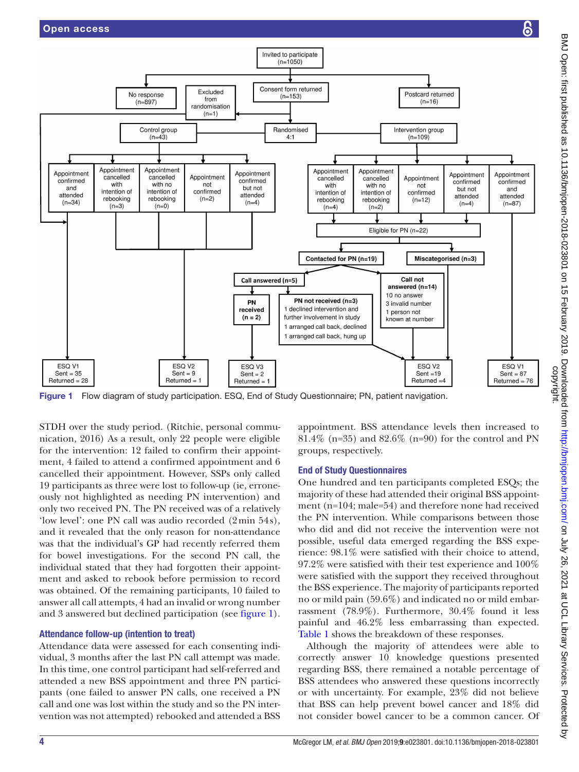Figure 1 Flow diagram of study participation. ESQ, End of Study Questionnaire; PN, patient navigation.

STDH over the study period. (Ritchie, personal communication, 2016) As a result, only 22 people were eligible for the intervention: 12 failed to confirm their appointment, 4 failed to attend a confirmed appointment and 6 cancelled their appointment. However, SSPs only called 19 participants as three were lost to follow-up (ie, erroneously not highlighted as needing PN intervention) and only two received PN. The PN received was of a relatively 'low level': one PN call was audio recorded (2 min 54 s), and it revealed that the only reason for non-attendance was that the individual's GP had recently referred them for bowel investigations. For the second PN call, the individual stated that they had forgotten their appointment and asked to rebook before permission to record was obtained. Of the remaining participants, 10 failed to answer all call attempts, 4 had an invalid or wrong number and 3 answered but declined participation (see figure 1).

### Attendance follow-up (intention to treat)

Attendance data were assessed for each consenting individual, 3 months after the last PN call attempt was made. In this time, one control participant had self-referred and attended a new BSS appointment and three PN participants (one failed to answer PN calls, one received a PN call and one was lost within the study and so the PN intervention was not attempted) rebooked and attended a BSS appointment. BSS attendance levels then increased to 81.4% (n=35) and 82.6% (n=90) for the control and PN groups, respectively.

### End of Study Questionnaires

One hundred and ten participants completed ESQs; the majority of these had attended their original BSS appointment (n=104; male=54) and therefore none had received the PN intervention. While comparisons between those who did and did not receive the intervention were not possible, useful data emerged regarding the BSS experience: 98.1% were satisfied with their choice to attend, 97.2% were satisfied with their test experience and 100% were satisfied with the support they received throughout the BSS experience. The majority of participants reported no or mild pain (59.6%) and indicated no or mild embarrassment (78.9%). Furthermore, 30.4% found it less painful and 46.2% less embarrassing than expected. Table 1 shows the breakdown of these responses.

Although the majority of attendees were able to correctly answer 10 knowledge questions presented regarding BSS, there remained a notable percentage of BSS attendees who answered these questions incorrectly or with uncertainty. For example, 23% did not believe that BSS can help prevent bowel cancer and 18% did not consider bowel cancer to be a common cancer. Of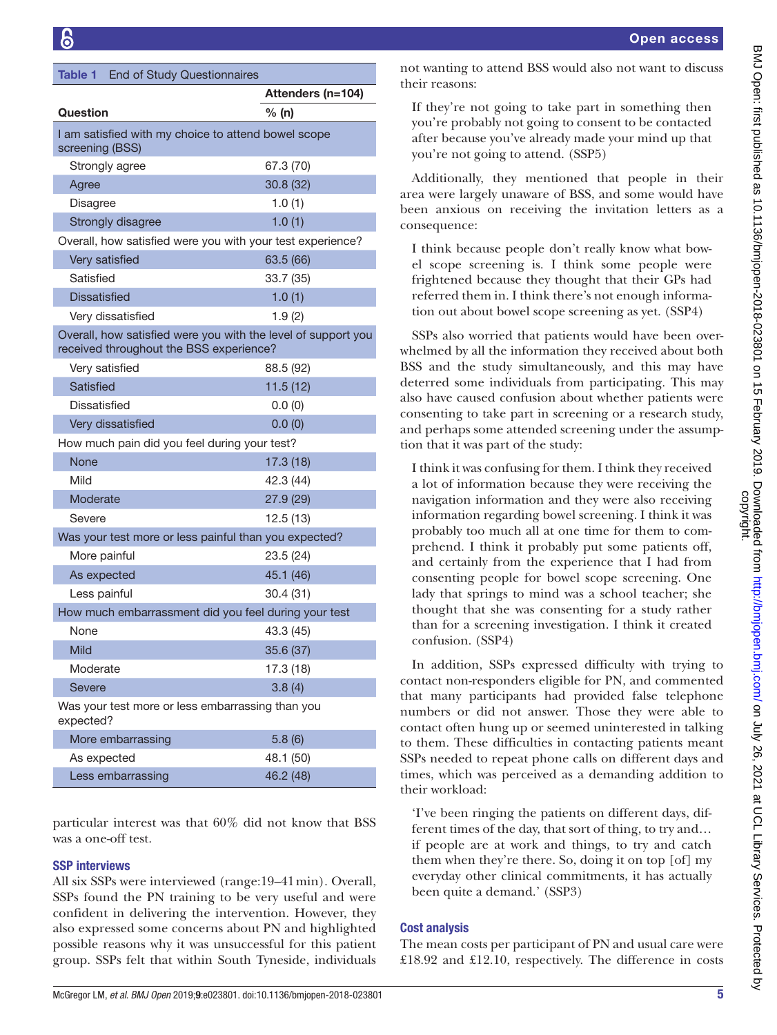**Table 1** End of Study Questionnaires

| Question | Attenders (n=104) % (n) |
|---|---|
| I am satisfied with my choice to attend bowel scope screening (BSS) | |
| Strongly agree | 67.3 (70) |
| Agree | 30.8 (32) |
| Disagree | 1.0 (1) |
| Strongly disagree | 1.0 (1) |
| Overall, how satisfied were you with your test experience? | |
| Very satisfied | 63.5 (66) |
| Satisfied | 33.7 (35) |
| Dissatisfied | 1.0 (1) |
| Very dissatisfied | 1.9 (2) |
| Overall, how satisfied were you with the level of support you received throughout the BSS experience? | |
| Very satisfied | 88.5 (92) |
| Satisfied | 11.5 (12) |
| Dissatisfied | 0.0 (0) |
| Very dissatisfied | 0.0 (0) |
| How much pain did you feel during your test? | |
| None | 17.3 (18) |
| Mild | 42.3 (44) |
| Moderate | 27.9 (29) |
| Severe | 12.5 (13) |
| Was your test more or less painful than you expected? | |
| More painful | 23.5 (24) |
| As expected | 45.1 (46) |
| Less painful | 30.4 (31) |
| How much embarrassment did you feel during your test | |
| None | 43.3 (45) |
| Mild | 35.6 (37) |
| Moderate | 17.3 (18) |
| Severe | 3.8 (4) |
| Was your test more or less embarrassing than you expected? | |
| More embarrassing | 5.8 (6) |
| As expected | 48.1 (50) |
| Less embarrassing | 46.2 (48) |

particular interest was that 60% did not know that BSS was a one-off test.

### SSP interviews

All six SSPs were interviewed (range:19–41 min). Overall, SSPs found the PN training to be very useful and were confident in delivering the intervention. However, they also expressed some concerns about PN and highlighted possible reasons why it was unsuccessful for this patient group. SSPs felt that within South Tyneside, individuals not wanting to attend BSS would also not want to discuss their reasons:

> If they're not going to take part in something then you're probably not going to consent to be contacted after because you've already made your mind up that you're not going to attend. (SSP5)

Additionally, they mentioned that people in their area were largely unaware of BSS, and some would have been anxious on receiving the invitation letters as a consequence:

> I think because people don't really know what bowel scope screening is. I think some people were frightened because they thought that their GPs had referred them in. I think there's not enough information out about bowel scope screening as yet. (SSP4)

SSPs also worried that patients would have been overwhelmed by all the information they received about both BSS and the study simultaneously, and this may have deterred some individuals from participating. This may also have caused confusion about whether patients were consenting to take part in screening or a research study, and perhaps some attended screening under the assumption that it was part of the study:

> I think it was confusing for them. I think they received a lot of information because they were receiving the navigation information and they were also receiving information regarding bowel screening. I think it was probably too much all at one time for them to comprehend. I think it probably put some patients off, and certainly from the experience that I had from consenting people for bowel scope screening. One lady that springs to mind was a school teacher; she thought that she was consenting for a study rather than for a screening investigation. I think it created confusion. (SSP4)

In addition, SSPs expressed difficulty with trying to contact non-responders eligible for PN, and commented that many participants had provided false telephone numbers or did not answer. Those they were able to contact often hung up or seemed uninterested in talking to them. These difficulties in contacting patients meant SSPs needed to repeat phone calls on different days and times, which was perceived as a demanding addition to their workload:

> 'I've been ringing the patients on different days, different times of the day, that sort of thing, to try and… if people are at work and things, to try and catch them when they're there. So, doing it on top [of] my everyday other clinical commitments, it has actually been quite a demand.' (SSP3)

### Cost analysis

The mean costs per participant of PN and usual care were £18.92 and £12.10, respectively. The difference in costs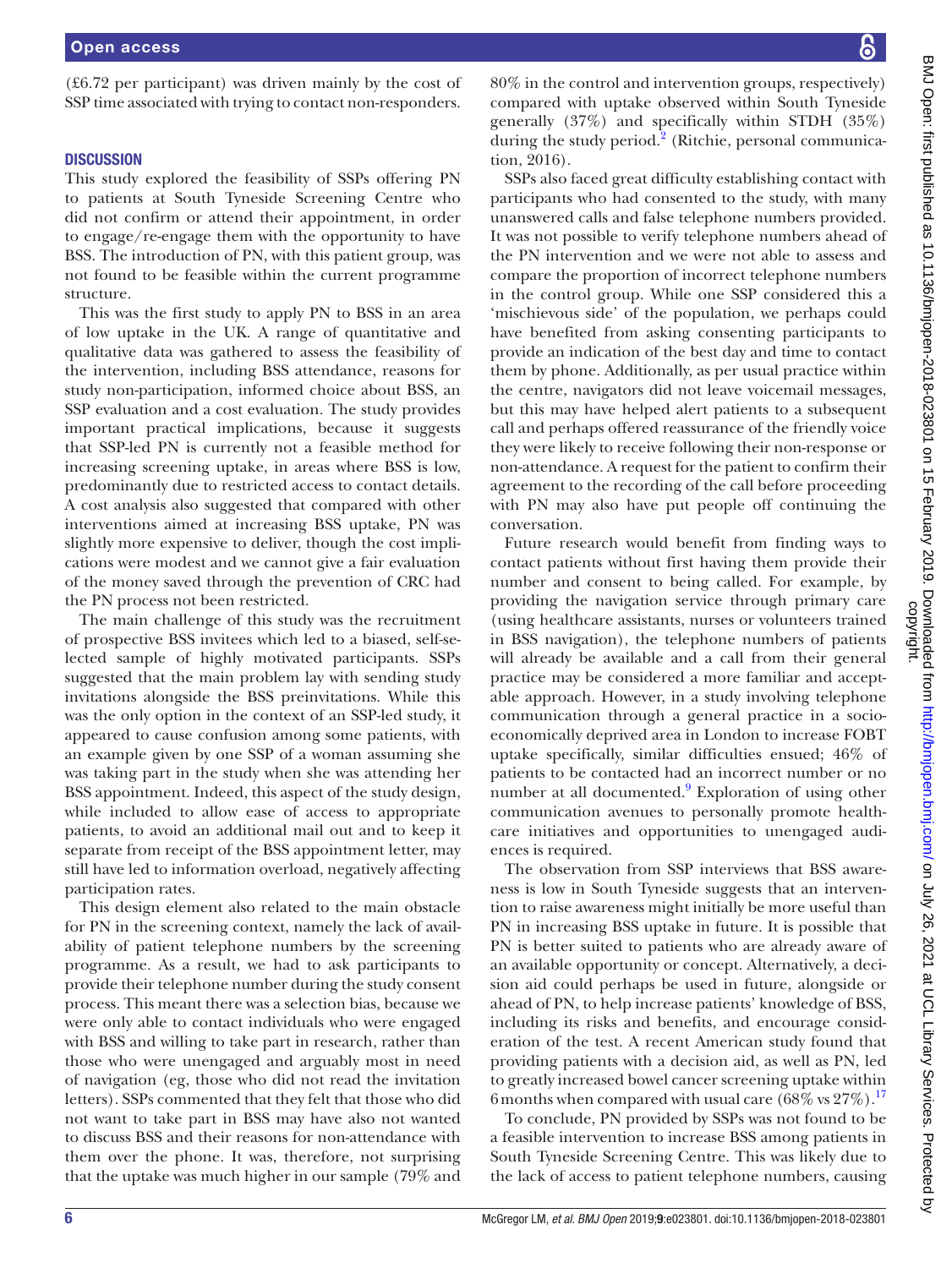(£6.72 per participant) was driven mainly by the cost of SSP time associated with trying to contact non-responders.

## DISCUSSION

This study explored the feasibility of SSPs offering PN to patients at South Tyneside Screening Centre who did not confirm or attend their appointment, in order to engage/re-engage them with the opportunity to have BSS. The introduction of PN, with this patient group, was not found to be feasible within the current programme structure.

This was the first study to apply PN to BSS in an area of low uptake in the UK. A range of quantitative and qualitative data was gathered to assess the feasibility of the intervention, including BSS attendance, reasons for study non-participation, informed choice about BSS, an SSP evaluation and a cost evaluation. The study provides important practical implications, because it suggests that SSP-led PN is currently not a feasible method for increasing screening uptake, in areas where BSS is low, predominantly due to restricted access to contact details. A cost analysis also suggested that compared with other interventions aimed at increasing BSS uptake, PN was slightly more expensive to deliver, though the cost implications were modest and we cannot give a fair evaluation of the money saved through the prevention of CRC had the PN process not been restricted.

The main challenge of this study was the recruitment of prospective BSS invitees which led to a biased, self-selected sample of highly motivated participants. SSPs suggested that the main problem lay with sending study invitations alongside the BSS preinvitations. While this was the only option in the context of an SSP-led study, it appeared to cause confusion among some patients, with an example given by one SSP of a woman assuming she was taking part in the study when she was attending her BSS appointment. Indeed, this aspect of the study design, while included to allow ease of access to appropriate patients, to avoid an additional mail out and to keep it separate from receipt of the BSS appointment letter, may still have led to information overload, negatively affecting participation rates.

This design element also related to the main obstacle for PN in the screening context, namely the lack of availability of patient telephone numbers by the screening programme. As a result, we had to ask participants to provide their telephone number during the study consent process. This meant there was a selection bias, because we were only able to contact individuals who were engaged with BSS and willing to take part in research, rather than those who were unengaged and arguably most in need of navigation (eg, those who did not read the invitation letters). SSPs commented that they felt that those who did not want to take part in BSS may have also not wanted to discuss BSS and their reasons for non-attendance with them over the phone. It was, therefore, not surprising that the uptake was much higher in our sample (79% and 80% in the control and intervention groups, respectively) compared with uptake observed within South Tyneside generally (37%) and specifically within STDH (35%) during the study period.[2] (Ritchie, personal communication, 2016).

SSPs also faced great difficulty establishing contact with participants who had consented to the study, with many unanswered calls and false telephone numbers provided. It was not possible to verify telephone numbers ahead of the PN intervention and we were not able to assess and compare the proportion of incorrect telephone numbers in the control group. While one SSP considered this a 'mischievous side' of the population, we perhaps could have benefited from asking consenting participants to provide an indication of the best day and time to contact them by phone. Additionally, as per usual practice within the centre, navigators did not leave voicemail messages, but this may have helped alert patients to a subsequent call and perhaps offered reassurance of the friendly voice they were likely to receive following their non-response or non-attendance. A request for the patient to confirm their agreement to the recording of the call before proceeding with PN may also have put people off continuing the conversation.

Future research would benefit from finding ways to contact patients without first having them provide their number and consent to being called. For example, by providing the navigation service through primary care (using healthcare assistants, nurses or volunteers trained in BSS navigation), the telephone numbers of patients will already be available and a call from their general practice may be considered a more familiar and acceptable approach. However, in a study involving telephone communication through a general practice in a socioeconomically deprived area in London to increase FOBT uptake specifically, similar difficulties ensued; 46% of patients to be contacted had an incorrect number or no number at all documented.[9] Exploration of using other communication avenues to personally promote healthcare initiatives and opportunities to unengaged audiences is required.

The observation from SSP interviews that BSS awareness is low in South Tyneside suggests that an intervention to raise awareness might initially be more useful than PN in increasing BSS uptake in future. It is possible that PN is better suited to patients who are already aware of an available opportunity or concept. Alternatively, a decision aid could perhaps be used in future, alongside or ahead of PN, to help increase patients' knowledge of BSS, including its risks and benefits, and encourage consideration of the test. A recent American study found that providing patients with a decision aid, as well as PN, led to greatly increased bowel cancer screening uptake within 6 months when compared with usual care (68% vs 27%).[17]

To conclude, PN provided by SSPs was not found to be a feasible intervention to increase BSS among patients in South Tyneside Screening Centre. This was likely due to the lack of access to patient telephone numbers, causing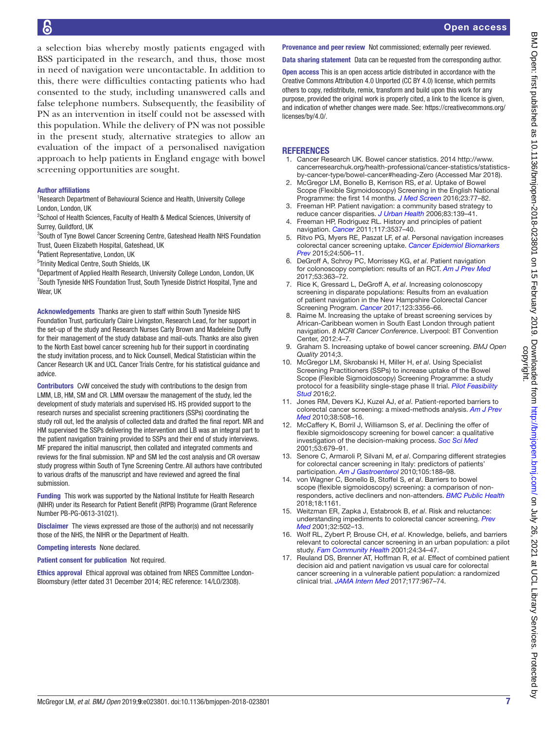a selection bias whereby mostly patients engaged with BSS participated in the research, and thus, those most in need of navigation were uncontactable. In addition to this, there were difficulties contacting patients who had consented to the study, including unanswered calls and false telephone numbers. Subsequently, the feasibility of PN as an intervention in itself could not be assessed with this population. While the delivery of PN was not possible in the present study, alternative strategies to allow an evaluation of the impact of a personalised navigation approach to help patients in England engage with bowel screening opportunities are sought.

**Author affiliations**

[1]Research Department of Behavioural Science and Health, University College London, London, UK
[2]School of Health Sciences, Faculty of Health & Medical Sciences, University of Surrey, Guildford, UK
[3]South of Tyne Bowel Cancer Screening Centre, Gateshead Health NHS Foundation Trust, Queen Elizabeth Hospital, Gateshead, UK
[4]Patient Representative, London, UK
[5]Trinity Medical Centre, South Shields, UK
[6]Department of Applied Health Research, University College London, London, UK
[7]South Tyneside NHS Foundation Trust, South Tyneside District Hospital, Tyne and Wear, UK

**Acknowledgements** Thanks are given to staff within South Tyneside NHS Foundation Trust, particularly Claire Livingston, Research Lead, for her support in the set-up of the study and Research Nurses Carly Brown and Madeleine Duffy for their management of the study database and mail-outs. Thanks are also given to the North East bowel cancer screening hub for their support in coordinating the study invitation process, and to Nick Counsell, Medical Statistician within the Cancer Research UK and UCL Cancer Trials Centre, for his statistical guidance and advice.

**Contributors** CvW conceived the study with contributions to the design from LMM, LB, HM, SM and CR. LMM oversaw the management of the study, led the development of study materials and supervised HS. HS provided support to the research nurses and specialist screening practitioners (SSPs) coordinating the study roll out, led the analysis of collected data and drafted the final report. MR and HM supervised the SSPs delivering the intervention and LB was an integral part to the patient navigation training provided to SSPs and their end of study interviews. MF prepared the initial manuscript, then collated and integrated comments and reviews for the final submission. NP and SM led the cost analysis and CR oversaw study progress within South of Tyne Screening Centre. All authors have contributed to various drafts of the manuscript and have reviewed and agreed the final submission.

**Funding** This work was supported by the National Institute for Health Research (NIHR) under its Research for Patient Benefit (RfPB) Programme (Grant Reference Number PB-PG-0613-31021).

**Disclaimer** The views expressed are those of the author(s) and not necessarily those of the NHS, the NIHR or the Department of Health.

**Competing interests** None declared.

**Patient consent for publication** Not required.

**Ethics approval** Ethical approval was obtained from NRES Committee London-Bloomsbury (letter dated 31 December 2014; REC reference: 14/LO/2308).

**Provenance and peer review** Not commissioned; externally peer reviewed.

**Data sharing statement** Data can be requested from the corresponding author.

**Open access** This is an open access article distributed in accordance with the Creative Commons Attribution 4.0 Unported (CC BY 4.0) license, which permits others to copy, redistribute, remix, transform and build upon this work for any purpose, provided the original work is properly cited, a link to the licence is given, and indication of whether changes were made. See: https://creativecommons.org/licenses/by/4.0/.

## REFERENCES

1. Cancer Research UK. Bowel cancer statistics. 2014 http://www.cancerresearchuk.org/health-professional/cancer-statistics/statistics-by-cancer-type/bowel-cancer#heading-Zero (Accessed Mar 2018).
2. McGregor LM, Bonello B, Kerrison RS, *et al*. Uptake of Bowel Scope (Flexible Sigmoidoscopy) Screening in the English National Programme: the first 14 months. *J Med Screen* 2016;23:77–82.
3. Freeman HP. Patient navigation: a community based strategy to reduce cancer disparities. *J Urban Health* 2006;83:139–41.
4. Freeman HP, Rodriguez RL. History and principles of patient navigation. *Cancer* 2011;117:3537–40.
5. Ritvo PG, Myers RE, Paszat LF, *et al*. Personal navigation increases colorectal cancer screening uptake. *Cancer Epidemiol Biomarkers Prev* 2015;24:506–11.
6. DeGroff A, Schroy PC, Morrissey KG, *et al*. Patient navigation for colonoscopy completion: results of an RCT. *Am J Prev Med* 2017;53:363–72.
7. Rice K, Gressard L, DeGroff A, *et al*. Increasing colonoscopy screening in disparate populations: Results from an evaluation of patient navigation in the New Hampshire Colorectal Cancer Screening Program. *Cancer* 2017;123:3356–66.
8. Raime M. Increasing the uptake of breast screening services by African-Caribbean women in South East London through patient navigation. *8 NCRI Cancer Conference*. Liverpool: BT Convention Center, 2012:4–7.
9. Graham S. Increasing uptake of bowel cancer screening. *BMJ Open Quality* 2014;3.
10. McGregor LM, Skrobanski H, Miller H, *et al*. Using Specialist Screening Practitioners (SSPs) to increase uptake of the Bowel Scope (Flexible Sigmoidoscopy) Screening Programme: a study protocol for a feasibility single-stage phase II trial. *Pilot Feasibility Stud* 2016;2.
11. Jones RM, Devers KJ, Kuzel AJ, *et al*. Patient-reported barriers to colorectal cancer screening: a mixed-methods analysis. *Am J Prev Med* 2010;38:508–16.
12. McCaffery K, Borril J, Williamson S, *et al*. Declining the offer of flexible sigmoidoscopy screening for bowel cancer: a qualitative investigation of the decision-making process. *Soc Sci Med* 2001;53:679–91.
13. Senore C, Armaroli P, Silvani M, *et al*. Comparing different strategies for colorectal cancer screening in Italy: predictors of patients' participation. *Am J Gastroenterol* 2010;105:188–98.
14. von Wagner C, Bonello B, Stoffel S, *et al*. Barriers to bowel scope (flexible sigmoidoscopy) screening: a comparison of non-responders, active decliners and non-attenders. *BMC Public Health* 2018;18:1161.
15. Weitzman ER, Zapka J, Estabrook B, *et al*. Risk and reluctance: understanding impediments to colorectal cancer screening. *Prev Med* 2001;32:502–13.
16. Wolf RL, Zybert P, Brouse CH, *et al*. Knowledge, beliefs, and barriers relevant to colorectal cancer screening in an urban population: a pilot study. *Fam Community Health* 2001;24:34–47.
17. Reuland DS, Brenner AT, Hoffman R, *et al*. Effect of combined patient decision aid and patient navigation vs usual care for colorectal cancer screening in a vulnerable patient population: a randomized clinical trial. *JAMA Intern Med* 2017;177:967–74.